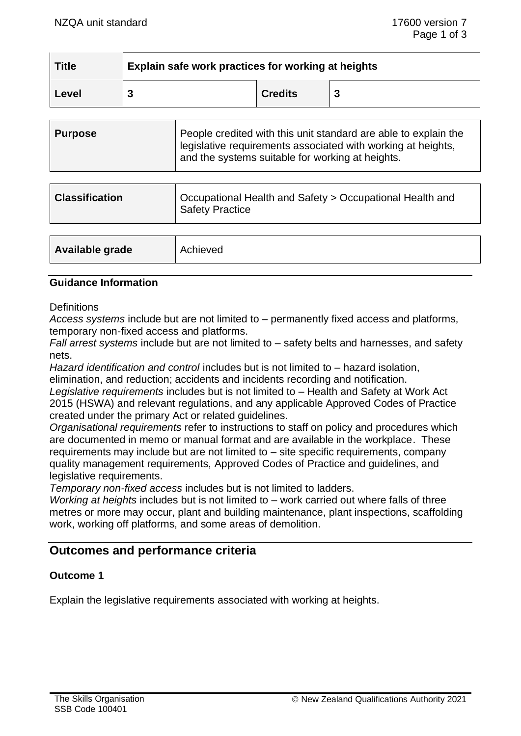| Title | Explain safe work practices for working at heights | | |
|---|---|---|---|
| Level | 3 | Credits | 3 |

| Purpose | People credited with this unit standard are able to explain the legislative requirements associated with working at heights, and the systems suitable for working at heights. |
|---|---|

| Classification | Occupational Health and Safety > Occupational Health and Safety Practice |
|---|---|

| Available grade | Achieved |
|---|---|

## Guidance Information

Definitions

*Access systems* include but are not limited to – permanently fixed access and platforms, temporary non-fixed access and platforms.

*Fall arrest systems* include but are not limited to – safety belts and harnesses, and safety nets.

*Hazard identification and control* includes but is not limited to – hazard isolation, elimination, and reduction; accidents and incidents recording and notification.

*Legislative requirements* includes but is not limited to – Health and Safety at Work Act 2015 (HSWA) and relevant regulations, and any applicable Approved Codes of Practice created under the primary Act or related guidelines.

*Organisational requirements* refer to instructions to staff on policy and procedures which are documented in memo or manual format and are available in the workplace. These requirements may include but are not limited to – site specific requirements, company quality management requirements, Approved Codes of Practice and guidelines, and legislative requirements.

*Temporary non-fixed access* includes but is not limited to ladders.

*Working at heights* includes but is not limited to – work carried out where falls of three metres or more may occur, plant and building maintenance, plant inspections, scaffolding work, working off platforms, and some areas of demolition.

## Outcomes and performance criteria

### Outcome 1

Explain the legislative requirements associated with working at heights.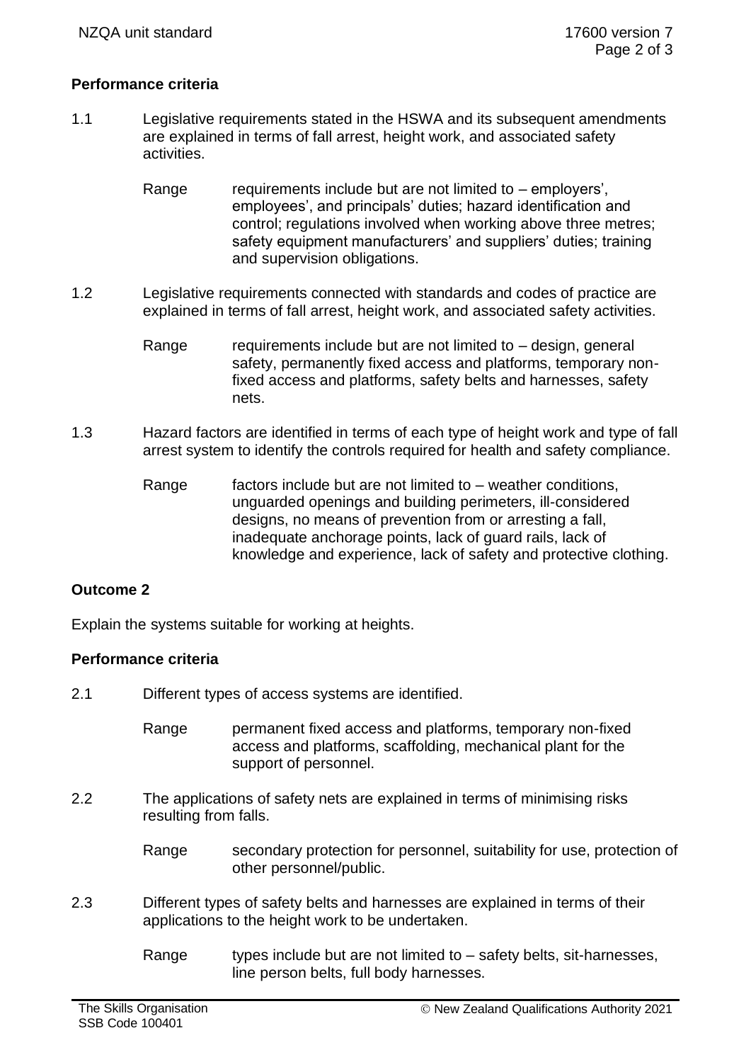**Performance criteria**

1.1 Legislative requirements stated in the HSWA and its subsequent amendments are explained in terms of fall arrest, height work, and associated safety activities.

Range requirements include but are not limited to – employers', employees', and principals' duties; hazard identification and control; regulations involved when working above three metres; safety equipment manufacturers' and suppliers' duties; training and supervision obligations.

1.2 Legislative requirements connected with standards and codes of practice are explained in terms of fall arrest, height work, and associated safety activities.

Range requirements include but are not limited to – design, general safety, permanently fixed access and platforms, temporary non-fixed access and platforms, safety belts and harnesses, safety nets.

1.3 Hazard factors are identified in terms of each type of height work and type of fall arrest system to identify the controls required for health and safety compliance.

Range factors include but are not limited to – weather conditions, unguarded openings and building perimeters, ill-considered designs, no means of prevention from or arresting a fall, inadequate anchorage points, lack of guard rails, lack of knowledge and experience, lack of safety and protective clothing.

## Outcome 2

Explain the systems suitable for working at heights.

**Performance criteria**

2.1 Different types of access systems are identified.

Range permanent fixed access and platforms, temporary non-fixed access and platforms, scaffolding, mechanical plant for the support of personnel.

2.2 The applications of safety nets are explained in terms of minimising risks resulting from falls.

Range secondary protection for personnel, suitability for use, protection of other personnel/public.

2.3 Different types of safety belts and harnesses are explained in terms of their applications to the height work to be undertaken.

Range types include but are not limited to – safety belts, sit-harnesses, line person belts, full body harnesses.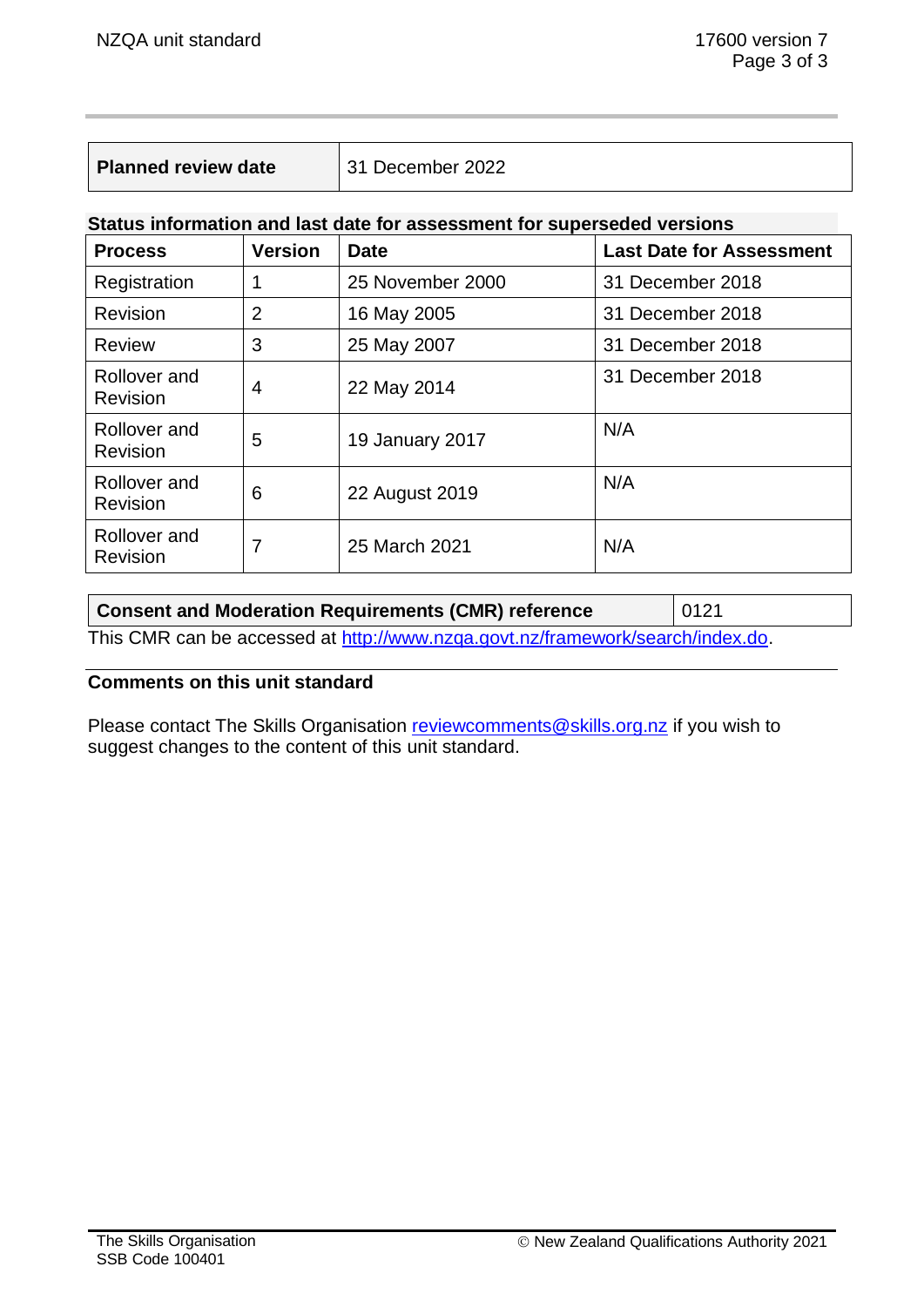| Planned review date | 31 December 2022 |
|---|---|

**Status information and last date for assessment for superseded versions**

| Process | Version | Date | Last Date for Assessment |
|---|---|---|---|
| Registration | 1 | 25 November 2000 | 31 December 2018 |
| Revision | 2 | 16 May 2005 | 31 December 2018 |
| Review | 3 | 25 May 2007 | 31 December 2018 |
| Rollover and Revision | 4 | 22 May 2014 | 31 December 2018 |
| Rollover and Revision | 5 | 19 January 2017 | N/A |
| Rollover and Revision | 6 | 22 August 2019 | N/A |
| Rollover and Revision | 7 | 25 March 2021 | N/A |

| Consent and Moderation Requirements (CMR) reference | 0121 |
|---|---|

This CMR can be accessed at http://www.nzqa.govt.nz/framework/search/index.do.

**Comments on this unit standard**

Please contact The Skills Organisation reviewcomments@skills.org.nz if you wish to suggest changes to the content of this unit standard.